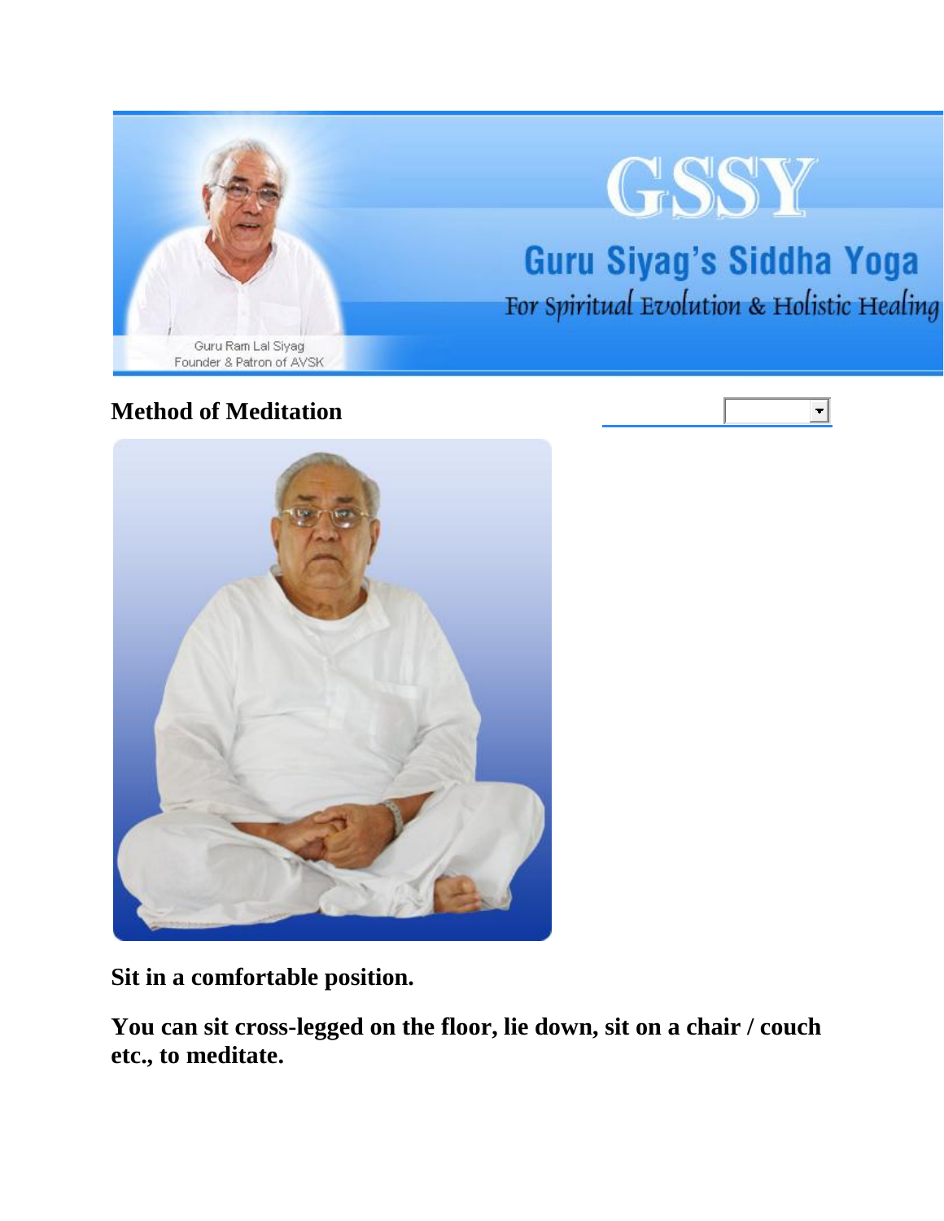GSSY

Guru Siyag's Siddha Yoga

For Spiritual Evolution & Holistic Healing

Guru Ram Lal Siyag
Founder & Patron of AVSK

## Method of Meditation

**Sit in a comfortable position.**

**You can sit cross-legged on the floor, lie down, sit on a chair / couch etc., to meditate.**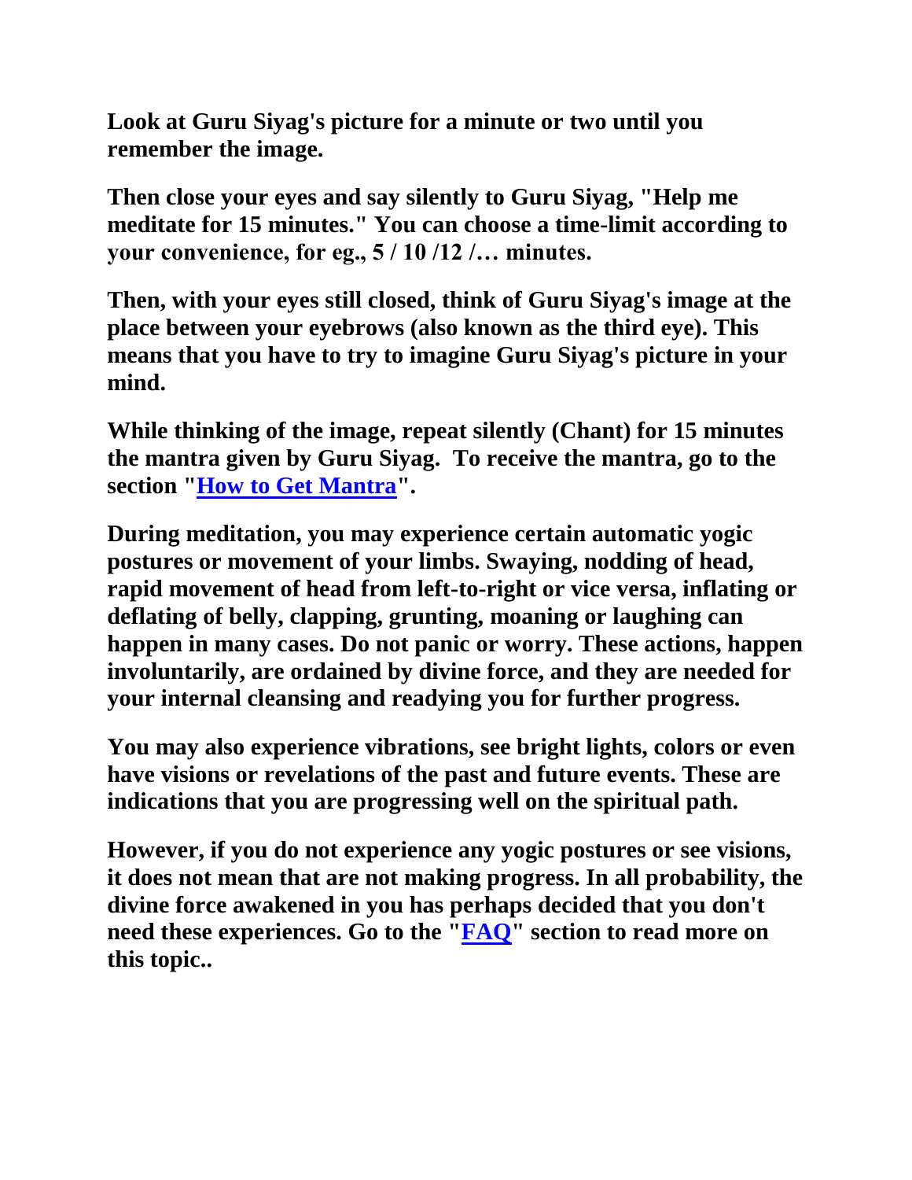**Look at Guru Siyag's picture for a minute or two until you remember the image.**

**Then close your eyes and say silently to Guru Siyag, "Help me meditate for 15 minutes." You can choose a time-limit according to your convenience, for eg., 5 / 10 /12 /… minutes.**

**Then, with your eyes still closed, think of Guru Siyag's image at the place between your eyebrows (also known as the third eye). This means that you have to try to imagine Guru Siyag's picture in your mind.**

**While thinking of the image, repeat silently (Chant) for 15 minutes the mantra given by Guru Siyag. To receive the mantra, go to the section "How to Get Mantra".**

**During meditation, you may experience certain automatic yogic postures or movement of your limbs. Swaying, nodding of head, rapid movement of head from left-to-right or vice versa, inflating or deflating of belly, clapping, grunting, moaning or laughing can happen in many cases. Do not panic or worry. These actions, happen involuntarily, are ordained by divine force, and they are needed for your internal cleansing and readying you for further progress.**

**You may also experience vibrations, see bright lights, colors or even have visions or revelations of the past and future events. These are indications that you are progressing well on the spiritual path.**

**However, if you do not experience any yogic postures or see visions, it does not mean that are not making progress. In all probability, the divine force awakened in you has perhaps decided that you don't need these experiences. Go to the "FAQ" section to read more on this topic..**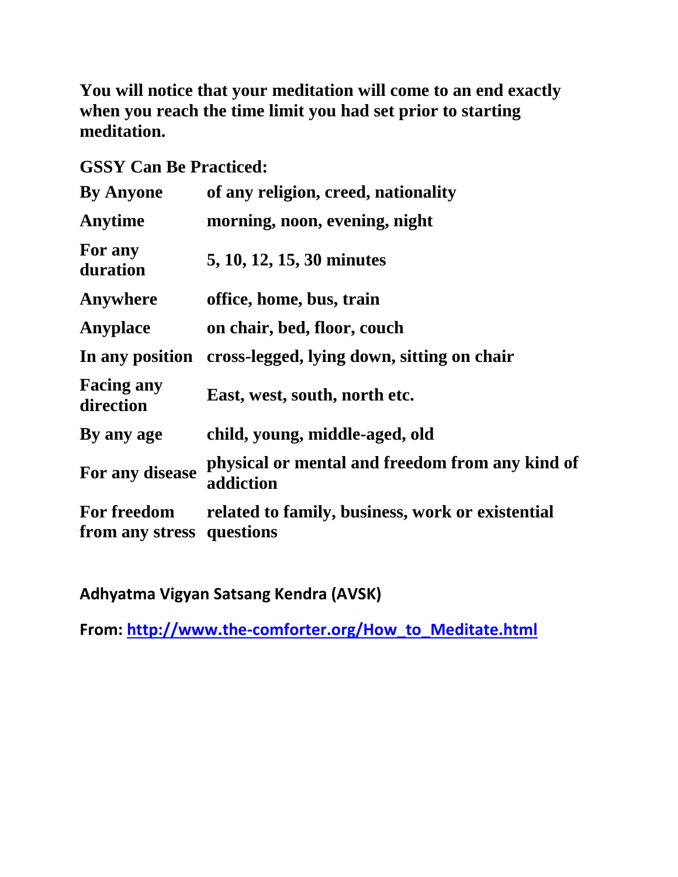**You will notice that your meditation will come to an end exactly when you reach the time limit you had set prior to starting meditation.**

**GSSY Can Be Practiced:**

| | |
|---|---|
| **By Anyone** | **of any religion, creed, nationality** |
| **Anytime** | **morning, noon, evening, night** |
| **For any duration** | **5, 10, 12, 15, 30 minutes** |
| **Anywhere** | **office, home, bus, train** |
| **Anyplace** | **on chair, bed, floor, couch** |
| **In any position** | **cross-legged, lying down, sitting on chair** |
| **Facing any direction** | **East, west, south, north etc.** |
| **By any age** | **child, young, middle-aged, old** |
| **For any disease** | **physical or mental and freedom from any kind of addiction** |
| **For freedom from any stress** | **related to family, business, work or existential questions** |

**Adhyatma Vigyan Satsang Kendra (AVSK)**

**From: http://www.the-comforter.org/How_to_Meditate.html**